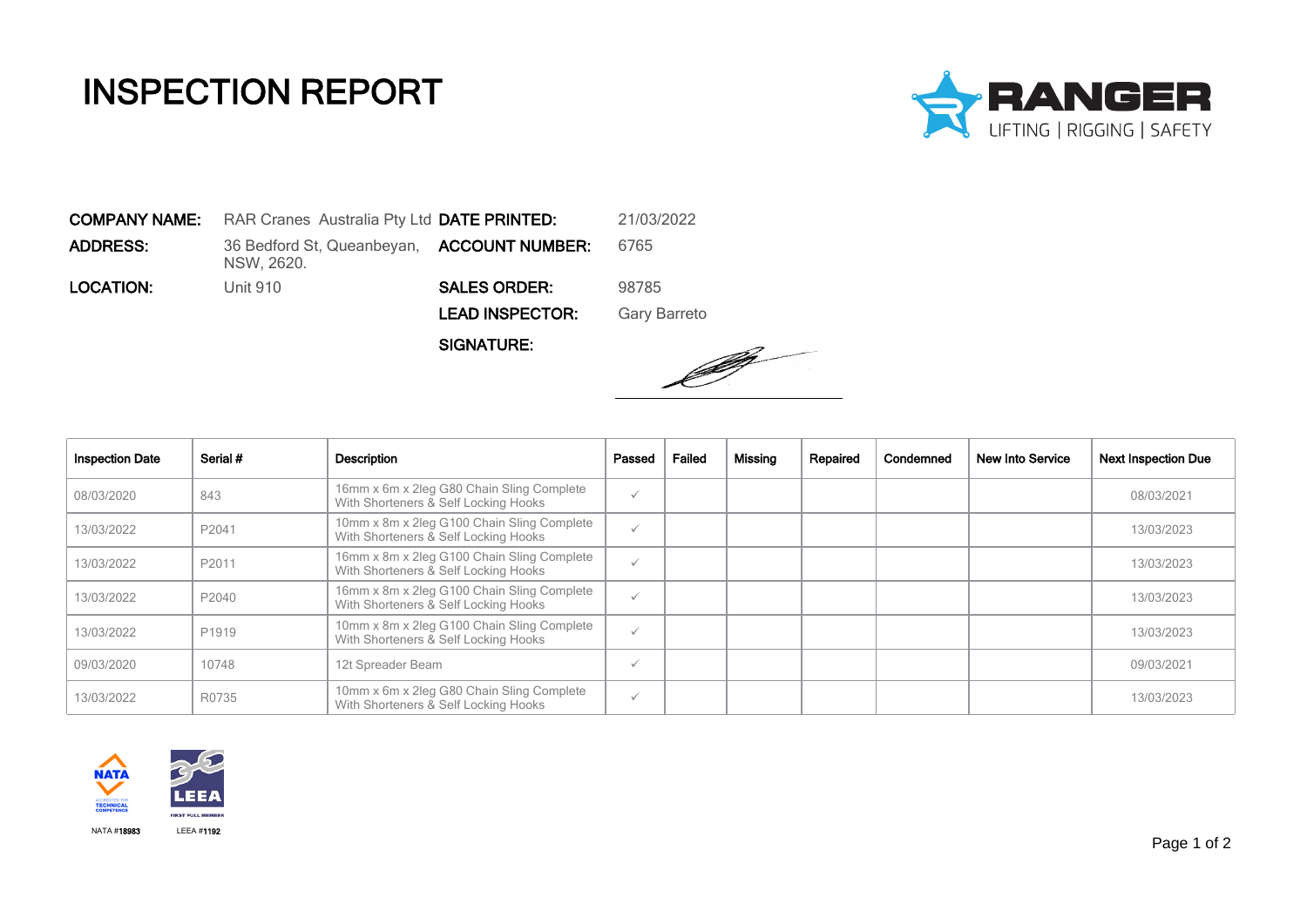# INSPECTION REPORT

RANGER
LIFTING | RIGGING | SAFETY

**COMPANY NAME:** RAR Cranes Australia Pty Ltd
**ADDRESS:** 36 Bedford St, Queanbeyan, NSW, 2620.
**LOCATION:** Unit 910

**DATE PRINTED:** 21/03/2022
**ACCOUNT NUMBER:** 6765
**SALES ORDER:** 98785
**LEAD INSPECTOR:** Gary Barreto
**SIGNATURE:**

| Inspection Date | Serial # | Description | Passed | Failed | Missing | Repaired | Condemned | New Into Service | Next Inspection Due |
|---|---|---|---|---|---|---|---|---|---|
| 08/03/2020 | 843 | 16mm x 6m x 2leg G80 Chain Sling Complete With Shorteners & Self Locking Hooks | ✓ | | | | | | 08/03/2021 |
| 13/03/2022 | P2041 | 10mm x 8m x 2leg G100 Chain Sling Complete With Shorteners & Self Locking Hooks | ✓ | | | | | | 13/03/2023 |
| 13/03/2022 | P2011 | 16mm x 8m x 2leg G100 Chain Sling Complete With Shorteners & Self Locking Hooks | ✓ | | | | | | 13/03/2023 |
| 13/03/2022 | P2040 | 16mm x 8m x 2leg G100 Chain Sling Complete With Shorteners & Self Locking Hooks | ✓ | | | | | | 13/03/2023 |
| 13/03/2022 | P1919 | 10mm x 8m x 2leg G100 Chain Sling Complete With Shorteners & Self Locking Hooks | ✓ | | | | | | 13/03/2023 |
| 09/03/2020 | 10748 | 12t Spreader Beam | ✓ | | | | | | 09/03/2021 |
| 13/03/2022 | R0735 | 10mm x 6m x 2leg G80 Chain Sling Complete With Shorteners & Self Locking Hooks | ✓ | | | | | | 13/03/2023 |

NATA ACCREDITED FOR TECHNICAL COMPETENCE
NATA #18983

LEEA FIRST FULL MEMBER
LEEA #1192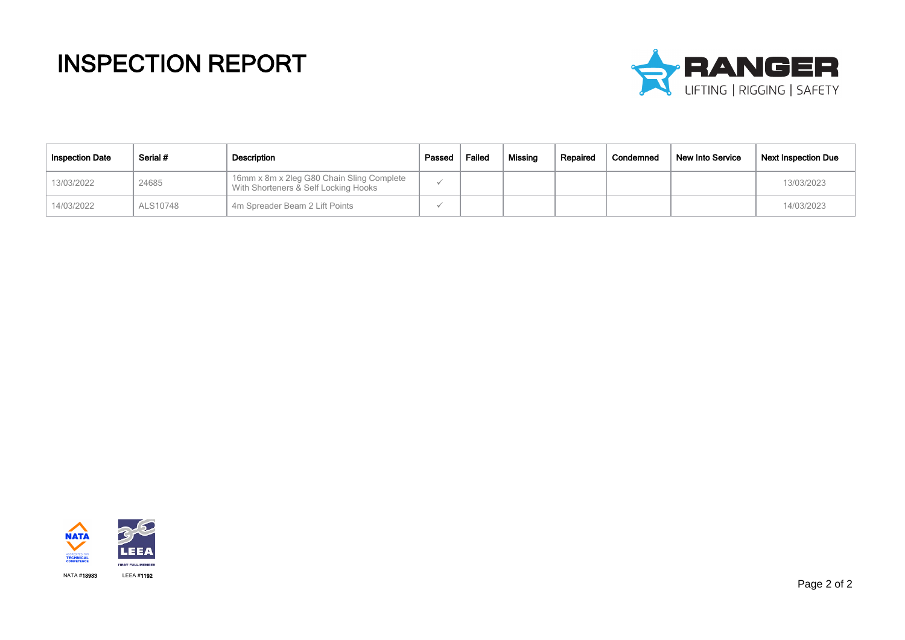# INSPECTION REPORT

RANGER
LIFTING | RIGGING | SAFETY

| Inspection Date | Serial # | Description | Passed | Failed | Missing | Repaired | Condemned | New Into Service | Next Inspection Due |
|---|---|---|---|---|---|---|---|---|---|
| 13/03/2022 | 24685 | 16mm x 8m x 2leg G80 Chain Sling Complete With Shorteners & Self Locking Hooks | ✓ | | | | | | 13/03/2023 |
| 14/03/2022 | ALS10748 | 4m Spreader Beam 2 Lift Points | ✓ | | | | | | 14/03/2023 |

NATA
ACCREDITED FOR TECHNICAL COMPETENCE

LEEA
FIRST FULL MEMBER

NATA #**18983**

LEEA #**1192**